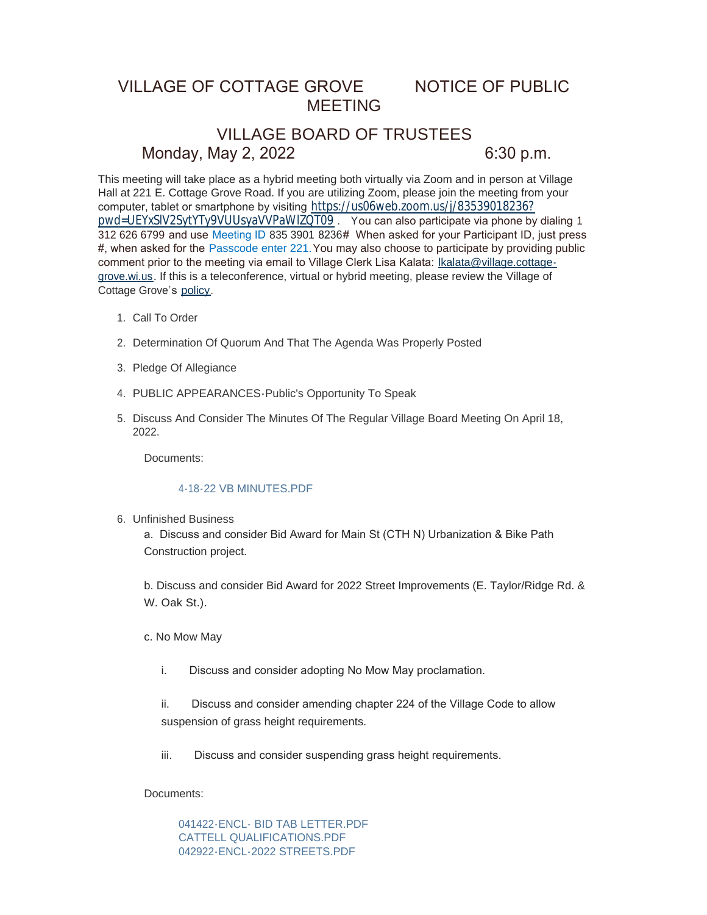# VILLAGE OF COTTAGE GROVE NOTICE OF PUBLIC MEETING

## VILLAGE BOARD OF TRUSTEES

**Monday, May 2, 2022 6:30 p.m.**

This meeting will take place as a hybrid meeting both virtually via Zoom and in person at Village Hall at 221 E. Cottage Grove Road. If you are utilizing Zoom, please join the meeting from your computer, tablet or smartphone by visiting https://us06web.zoom.us/j/83539018236?pwd=UEYxSlV2SytYTy9VUUsyaVVPaWlZQT09 . You can also participate via phone by dialing 1 312 626 6799 and use Meeting ID 835 3901 8236# When asked for your Participant ID, just press #, when asked for the Passcode enter 221. You may also choose to participate by providing public comment prior to the meeting via email to Village Clerk Lisa Kalata: lkalata@village.cottage-grove.wi.us. If this is a teleconference, virtual or hybrid meeting, please review the Village of Cottage Grove's policy.

1. Call To Order
2. Determination Of Quorum And That The Agenda Was Properly Posted
3. Pledge Of Allegiance
4. PUBLIC APPEARANCES-Public's Opportunity To Speak
5. Discuss And Consider The Minutes Of The Regular Village Board Meeting On April 18, 2022.

   Documents:

   4-18-22 VB MINUTES.PDF

6. Unfinished Business

   a. Discuss and consider Bid Award for Main St (CTH N) Urbanization & Bike Path Construction project.

   b. Discuss and consider Bid Award for 2022 Street Improvements (E. Taylor/Ridge Rd. & W. Oak St.).

   c. No Mow May

   i. Discuss and consider adopting No Mow May proclamation.

   ii. Discuss and consider amending chapter 224 of the Village Code to allow suspension of grass height requirements.

   iii. Discuss and consider suspending grass height requirements.

   Documents:

   041422-ENCL- BID TAB LETTER.PDF
   CATTELL QUALIFICATIONS.PDF
   042922-ENCL-2022 STREETS.PDF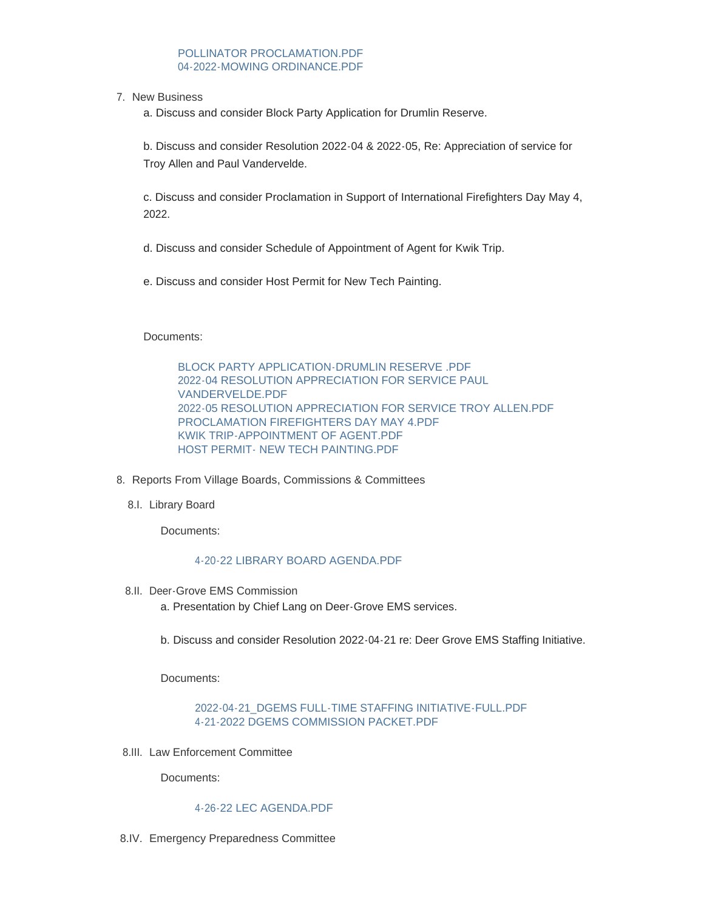POLLINATOR PROCLAMATION.PDF
04-2022-MOWING ORDINANCE.PDF

7. New Business

   a. Discuss and consider Block Party Application for Drumlin Reserve.

   b. Discuss and consider Resolution 2022-04 & 2022-05, Re: Appreciation of service for Troy Allen and Paul Vandervelde.

   c. Discuss and consider Proclamation in Support of International Firefighters Day May 4, 2022.

   d. Discuss and consider Schedule of Appointment of Agent for Kwik Trip.

   e. Discuss and consider Host Permit for New Tech Painting.

   Documents:

   BLOCK PARTY APPLICATION-DRUMLIN RESERVE .PDF
   2022-04 RESOLUTION APPRECIATION FOR SERVICE PAUL VANDERVELDE.PDF
   2022-05 RESOLUTION APPRECIATION FOR SERVICE TROY ALLEN.PDF
   PROCLAMATION FIREFIGHTERS DAY MAY 4.PDF
   KWIK TRIP-APPOINTMENT OF AGENT.PDF
   HOST PERMIT- NEW TECH PAINTING.PDF

8. Reports From Village Boards, Commissions & Committees

8.I. Library Board

   Documents:

   4-20-22 LIBRARY BOARD AGENDA.PDF

8.II. Deer-Grove EMS Commission

   a. Presentation by Chief Lang on Deer-Grove EMS services.

   b. Discuss and consider Resolution 2022-04-21 re: Deer Grove EMS Staffing Initiative.

   Documents:

   2022-04-21_DGEMS FULL-TIME STAFFING INITIATIVE-FULL.PDF
   4-21-2022 DGEMS COMMISSION PACKET.PDF

8.III. Law Enforcement Committee

   Documents:

   4-26-22 LEC AGENDA.PDF

8.IV. Emergency Preparedness Committee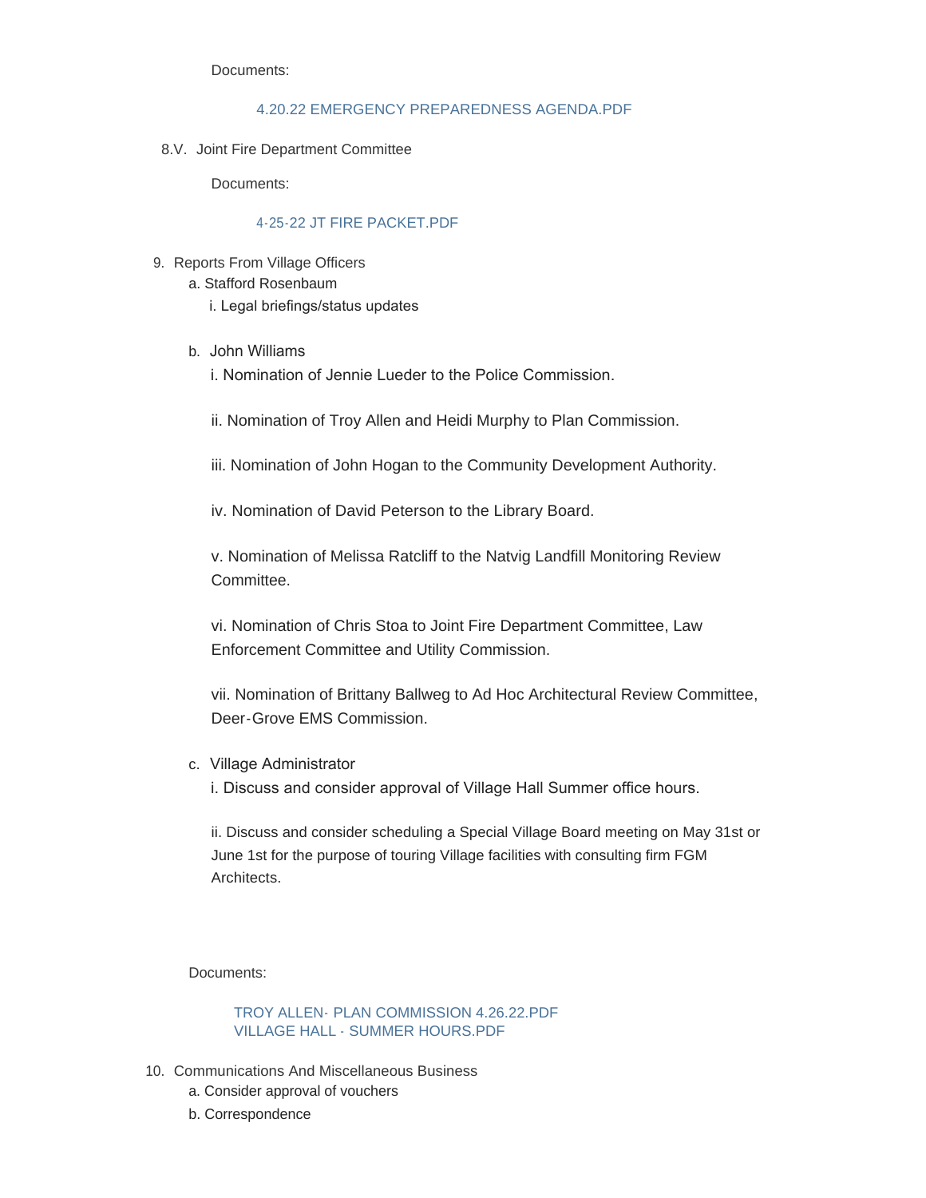Documents:

4.20.22 EMERGENCY PREPAREDNESS AGENDA.PDF

8.V. Joint Fire Department Committee

Documents:

4-25-22 JT FIRE PACKET.PDF

9. Reports From Village Officers
   a. Stafford Rosenbaum
      i. Legal briefings/status updates

   b. John Williams

      i. Nomination of Jennie Lueder to the Police Commission.

      ii. Nomination of Troy Allen and Heidi Murphy to Plan Commission.

      iii. Nomination of John Hogan to the Community Development Authority.

      iv. Nomination of David Peterson to the Library Board.

      v. Nomination of Melissa Ratcliff to the Natvig Landfill Monitoring Review Committee.

      vi. Nomination of Chris Stoa to Joint Fire Department Committee, Law Enforcement Committee and Utility Commission.

      vii. Nomination of Brittany Ballweg to Ad Hoc Architectural Review Committee, Deer-Grove EMS Commission.

   c. Village Administrator

      i. Discuss and consider approval of Village Hall Summer office hours.

      ii. Discuss and consider scheduling a Special Village Board meeting on May 31st or June 1st for the purpose of touring Village facilities with consulting firm FGM Architects.

Documents:

TROY ALLEN- PLAN COMMISSION 4.26.22.PDF
VILLAGE HALL - SUMMER HOURS.PDF

10. Communications And Miscellaneous Business
    a. Consider approval of vouchers
    b. Correspondence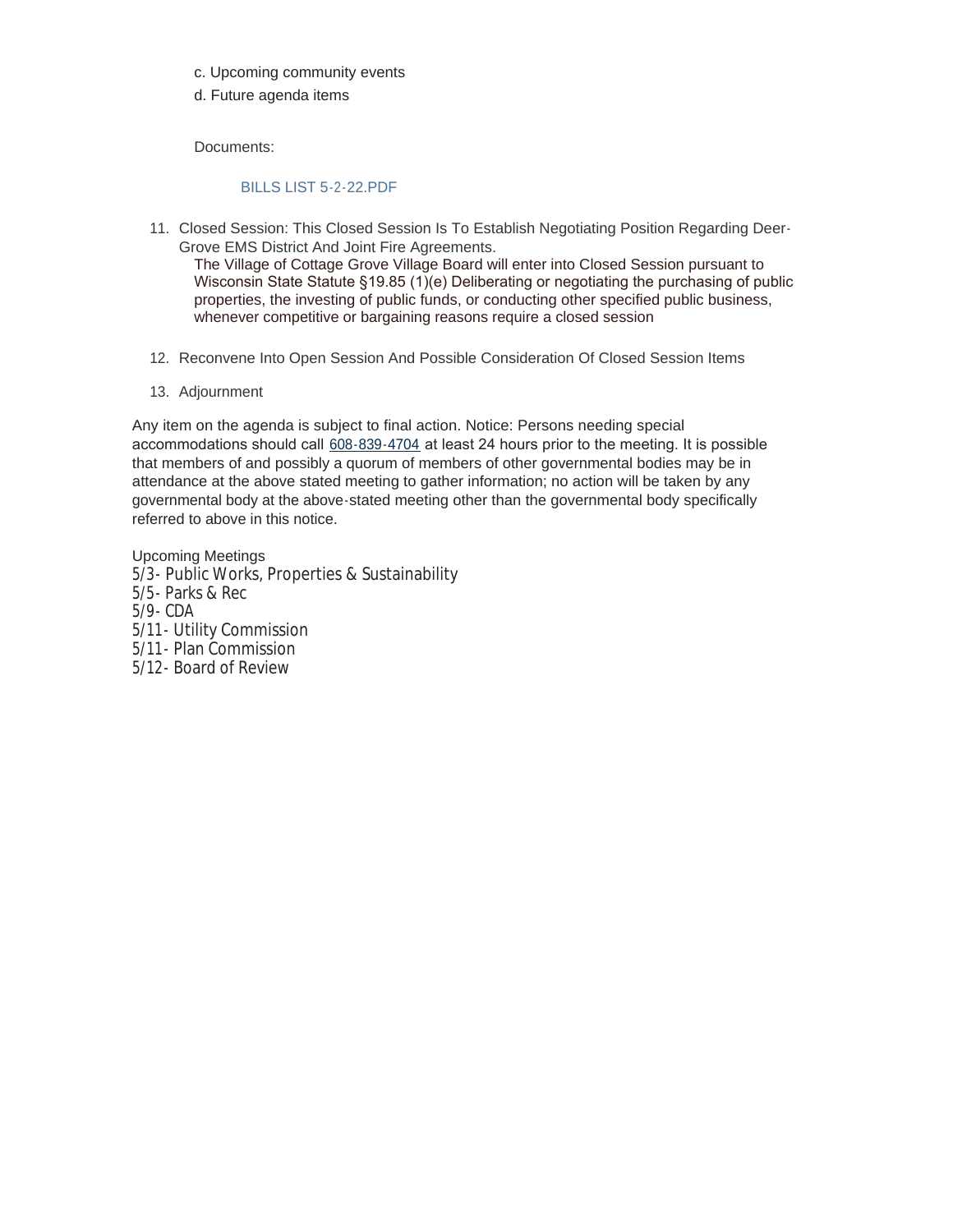c. Upcoming community events

d. Future agenda items

Documents:

BILLS LIST 5-2-22.PDF

11. Closed Session: This Closed Session Is To Establish Negotiating Position Regarding Deer-Grove EMS District And Joint Fire Agreements.

    The Village of Cottage Grove Village Board will enter into Closed Session pursuant to Wisconsin State Statute §19.85 (1)(e) Deliberating or negotiating the purchasing of public properties, the investing of public funds, or conducting other specified public business, whenever competitive or bargaining reasons require a closed session

12. Reconvene Into Open Session And Possible Consideration Of Closed Session Items

13. Adjournment

Any item on the agenda is subject to final action. Notice: Persons needing special accommodations should call 608-839-4704 at least 24 hours prior to the meeting. It is possible that members of and possibly a quorum of members of other governmental bodies may be in attendance at the above stated meeting to gather information; no action will be taken by any governmental body at the above-stated meeting other than the governmental body specifically referred to above in this notice.

Upcoming Meetings

5/3- Public Works, Properties & Sustainability
5/5- Parks & Rec
5/9- CDA
5/11- Utility Commission
5/11- Plan Commission
5/12- Board of Review